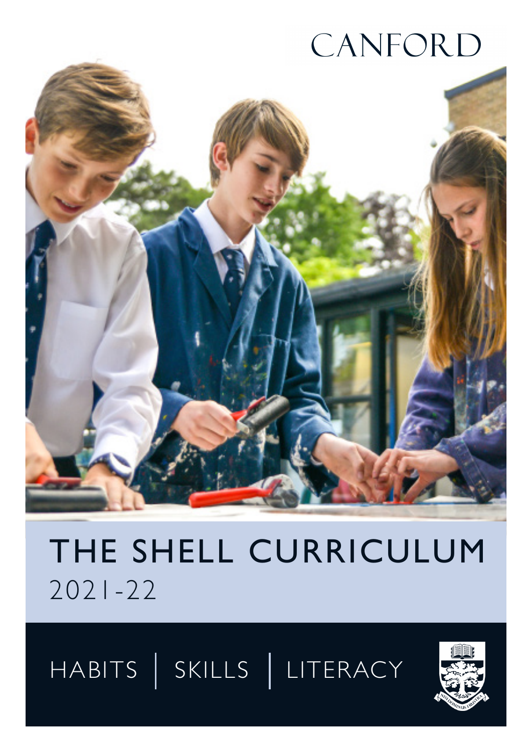CANFORD

# THE SHELL CURRICULUM

2021-22

HABITS | SKILLS | LITERACY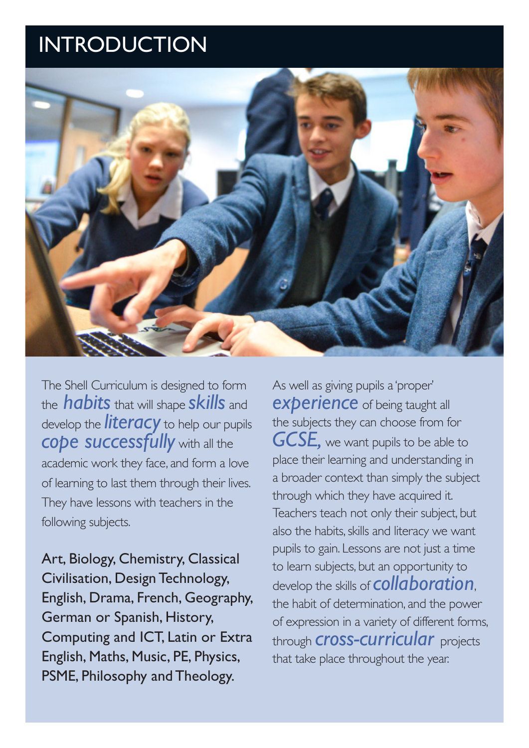# INTRODUCTION

The Shell Curriculum is designed to form the *habits* that will shape *skills* and develop the *literacy* to help our pupils *cope successfully* with all the academic work they face, and form a love of learning to last them through their lives. They have lessons with teachers in the following subjects.

Art, Biology, Chemistry, Classical Civilisation, Design Technology, English, Drama, French, Geography, German or Spanish, History, Computing and ICT, Latin or Extra English, Maths, Music, PE, Physics, PSME, Philosophy and Theology.

As well as giving pupils a 'proper' *experience* of being taught all the subjects they can choose from for *GCSE,* we want pupils to be able to place their learning and understanding in a broader context than simply the subject through which they have acquired it. Teachers teach not only their subject, but also the habits, skills and literacy we want pupils to gain. Lessons are not just a time to learn subjects, but an opportunity to develop the skills of *collaboration*, the habit of determination, and the power of expression in a variety of different forms, through *cross-curricular* projects that take place throughout the year.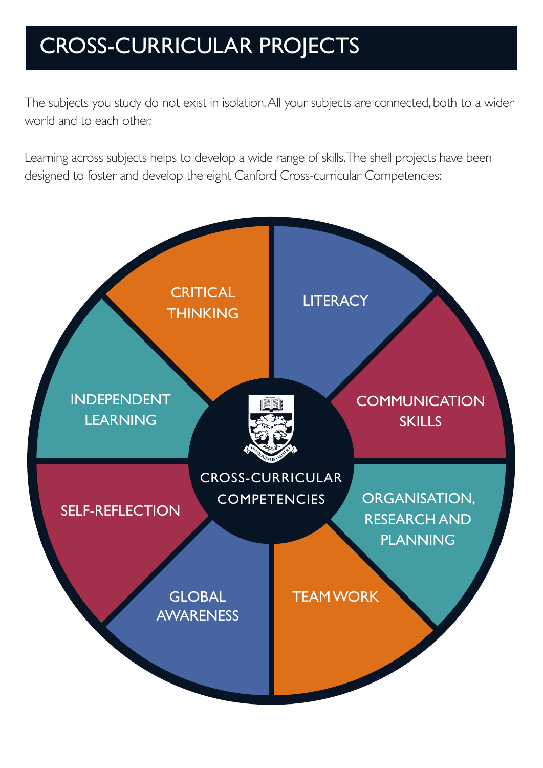# CROSS-CURRICULAR PROJECTS

The subjects you study do not exist in isolation. All your subjects are connected, both to a wider world and to each other.

Learning across subjects helps to develop a wide range of skills. The shell projects have been designed to foster and develop the eight Canford Cross-curricular Competencies:

CROSS-CURRICULAR COMPETENCIES

- LITERACY
- COMMUNICATION SKILLS
- ORGANISATION, RESEARCH AND PLANNING
- TEAM WORK
- GLOBAL AWARENESS
- SELF-REFLECTION
- INDEPENDENT LEARNING
- CRITICAL THINKING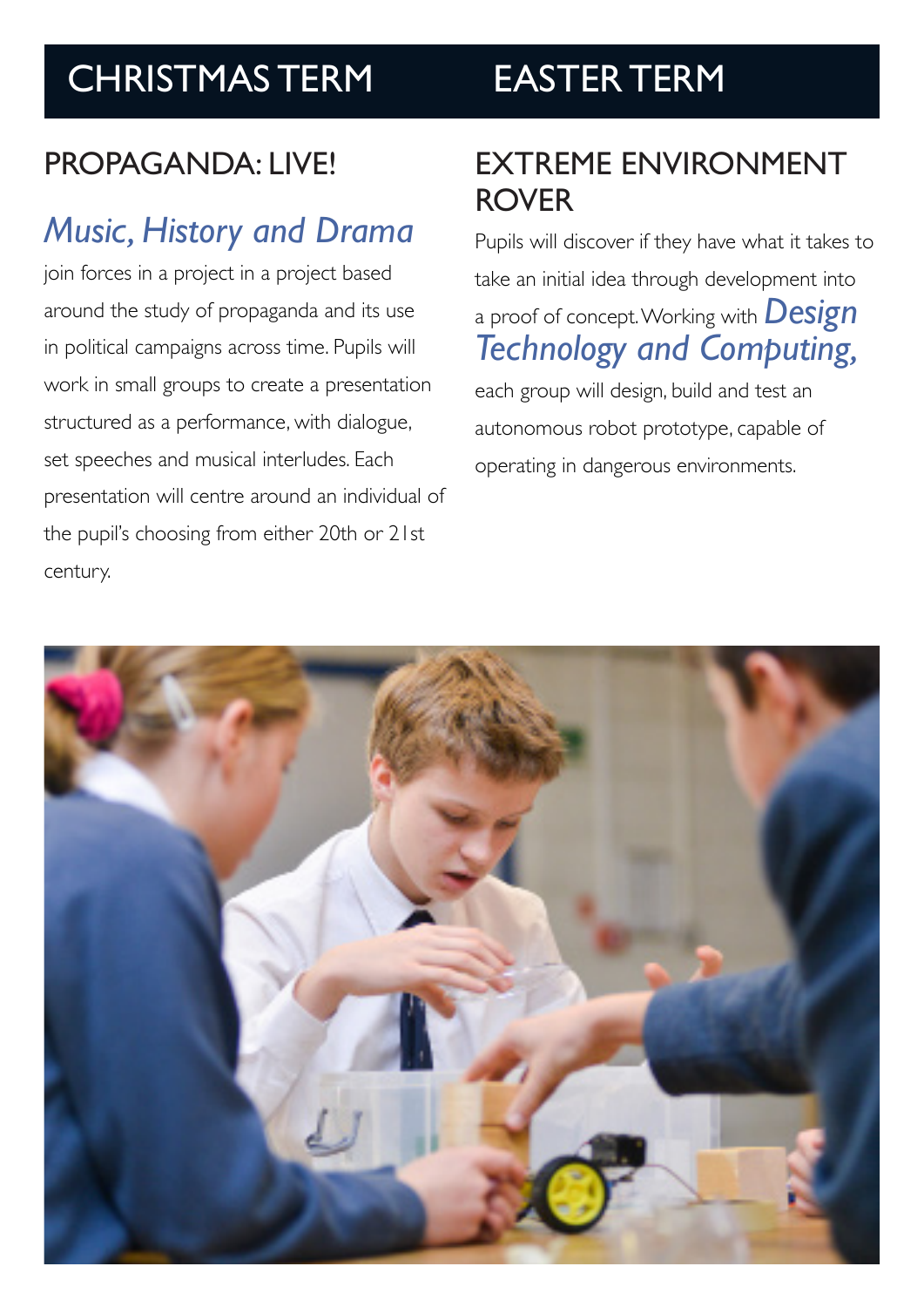# CHRISTMAS TERM

## PROPAGANDA: LIVE!

*Music, History and Drama* join forces in a project in a project based around the study of propaganda and its use in political campaigns across time. Pupils will work in small groups to create a presentation structured as a performance, with dialogue, set speeches and musical interludes. Each presentation will centre around an individual of the pupil's choosing from either 20th or 21st century.

# EASTER TERM

## EXTREME ENVIRONMENT ROVER

Pupils will discover if they have what it takes to take an initial idea through development into a proof of concept. Working with *Design Technology and Computing,* each group will design, build and test an autonomous robot prototype, capable of operating in dangerous environments.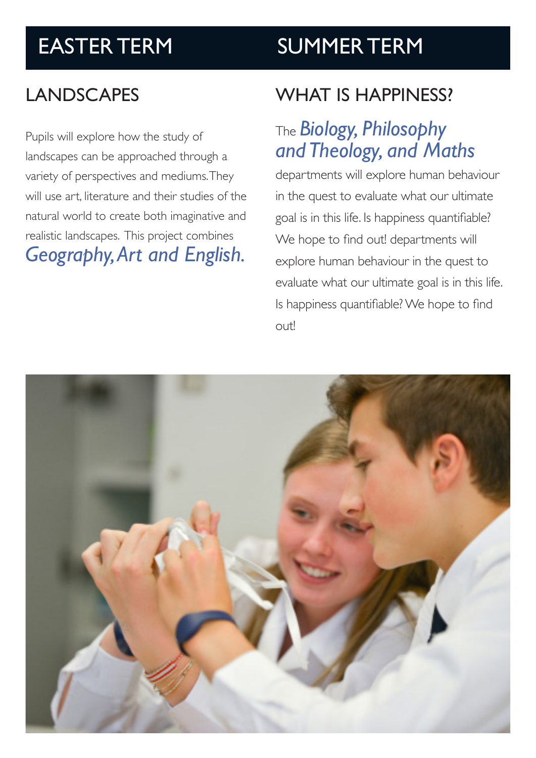## EASTER TERM

### LANDSCAPES

Pupils will explore how the study of landscapes can be approached through a variety of perspectives and mediums. They will use art, literature and their studies of the natural world to create both imaginative and realistic landscapes. This project combines *Geography, Art and English.*

## SUMMER TERM

### WHAT IS HAPPINESS?

The *Biology, Philosophy and Theology, and Maths* departments will explore human behaviour in the quest to evaluate what our ultimate goal is in this life. Is happiness quantifiable? We hope to find out! departments will explore human behaviour in the quest to evaluate what our ultimate goal is in this life. Is happiness quantifiable? We hope to find out!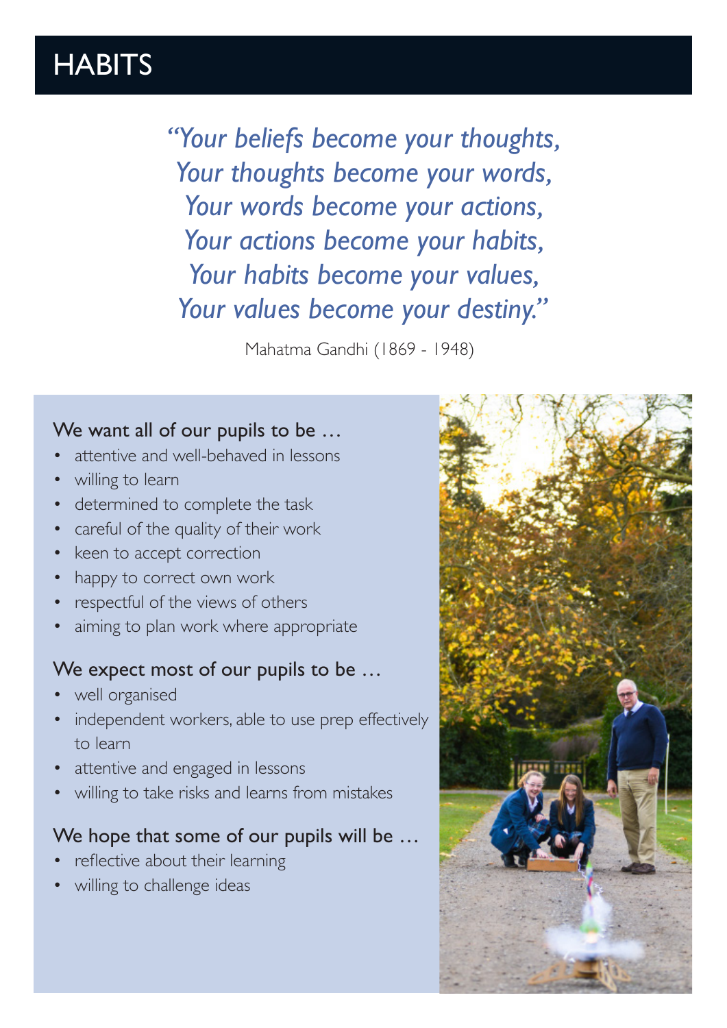# HABITS

*"Your beliefs become your thoughts,*
*Your thoughts become your words,*
*Your words become your actions,*
*Your actions become your habits,*
*Your habits become your values,*
*Your values become your destiny."*

Mahatma Gandhi (1869 - 1948)

### We want all of our pupils to be …

- attentive and well-behaved in lessons
- willing to learn
- determined to complete the task
- careful of the quality of their work
- keen to accept correction
- happy to correct own work
- respectful of the views of others
- aiming to plan work where appropriate

### We expect most of our pupils to be …

- well organised
- independent workers, able to use prep effectively to learn
- attentive and engaged in lessons
- willing to take risks and learns from mistakes

### We hope that some of our pupils will be …

- reflective about their learning
- willing to challenge ideas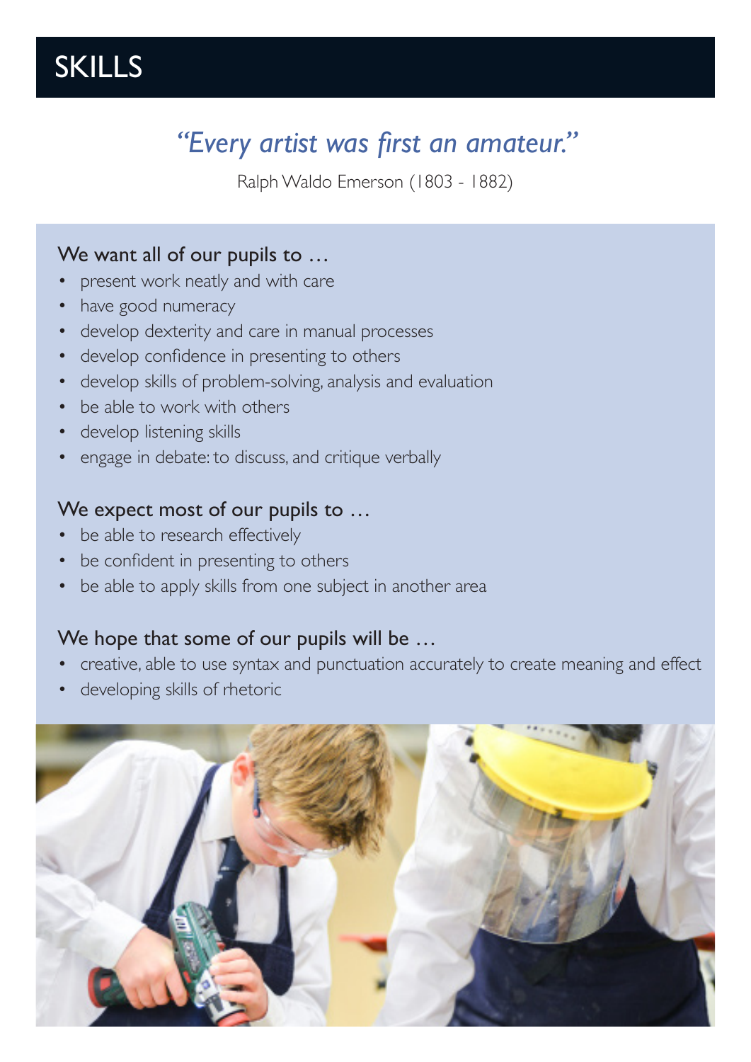# SKILLS

*"Every artist was first an amateur."*

Ralph Waldo Emerson (1803 - 1882)

### We want all of our pupils to …

- present work neatly and with care
- have good numeracy
- develop dexterity and care in manual processes
- develop confidence in presenting to others
- develop skills of problem-solving, analysis and evaluation
- be able to work with others
- develop listening skills
- engage in debate: to discuss, and critique verbally

### We expect most of our pupils to …

- be able to research effectively
- be confident in presenting to others
- be able to apply skills from one subject in another area

### We hope that some of our pupils will be …

- creative, able to use syntax and punctuation accurately to create meaning and effect
- developing skills of rhetoric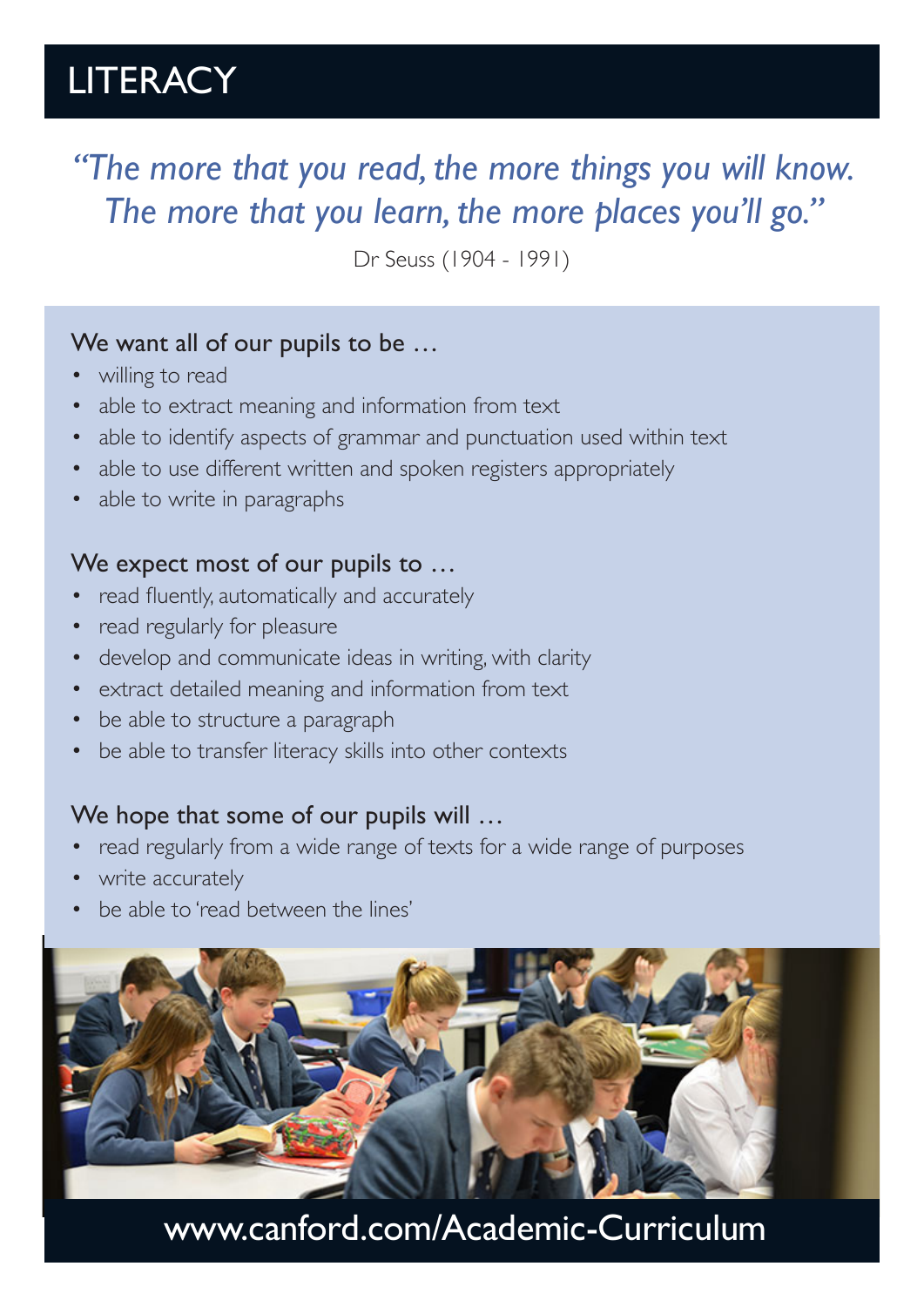# LITERACY

*"The more that you read, the more things you will know. The more that you learn, the more places you'll go."*

Dr Seuss (1904 - 1991)

### We want all of our pupils to be …

- willing to read
- able to extract meaning and information from text
- able to identify aspects of grammar and punctuation used within text
- able to use different written and spoken registers appropriately
- able to write in paragraphs

### We expect most of our pupils to …

- read fluently, automatically and accurately
- read regularly for pleasure
- develop and communicate ideas in writing, with clarity
- extract detailed meaning and information from text
- be able to structure a paragraph
- be able to transfer literacy skills into other contexts

### We hope that some of our pupils will …

- read regularly from a wide range of texts for a wide range of purposes
- write accurately
- be able to 'read between the lines'

www.canford.com/Academic-Curriculum